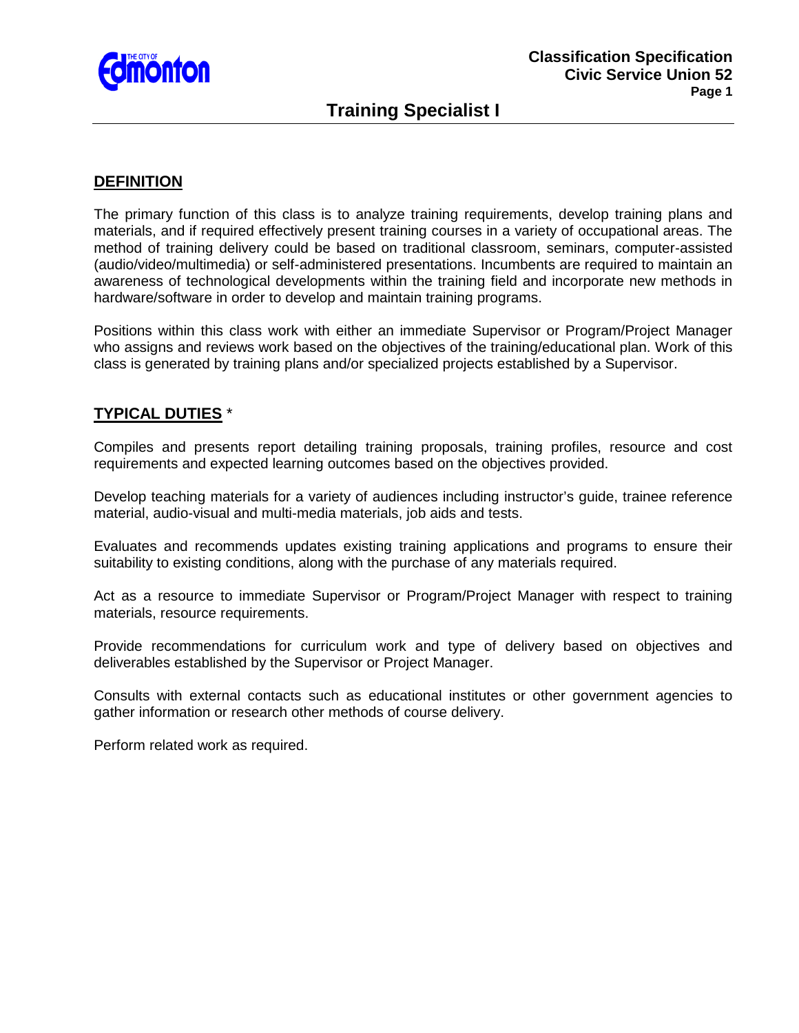# Training Specialist I

## DEFINITION

The primary function of this class is to analyze training requirements, develop training plans and materials, and if required effectively present training courses in a variety of occupational areas. The method of training delivery could be based on traditional classroom, seminars, computer-assisted (audio/video/multimedia) or self-administered presentations. Incumbents are required to maintain an awareness of technological developments within the training field and incorporate new methods in hardware/software in order to develop and maintain training programs.

Positions within this class work with either an immediate Supervisor or Program/Project Manager who assigns and reviews work based on the objectives of the training/educational plan. Work of this class is generated by training plans and/or specialized projects established by a Supervisor.

## TYPICAL DUTIES *

Compiles and presents report detailing training proposals, training profiles, resource and cost requirements and expected learning outcomes based on the objectives provided.

Develop teaching materials for a variety of audiences including instructor's guide, trainee reference material, audio-visual and multi-media materials, job aids and tests.

Evaluates and recommends updates existing training applications and programs to ensure their suitability to existing conditions, along with the purchase of any materials required.

Act as a resource to immediate Supervisor or Program/Project Manager with respect to training materials, resource requirements.

Provide recommendations for curriculum work and type of delivery based on objectives and deliverables established by the Supervisor or Project Manager.

Consults with external contacts such as educational institutes or other government agencies to gather information or research other methods of course delivery.

Perform related work as required.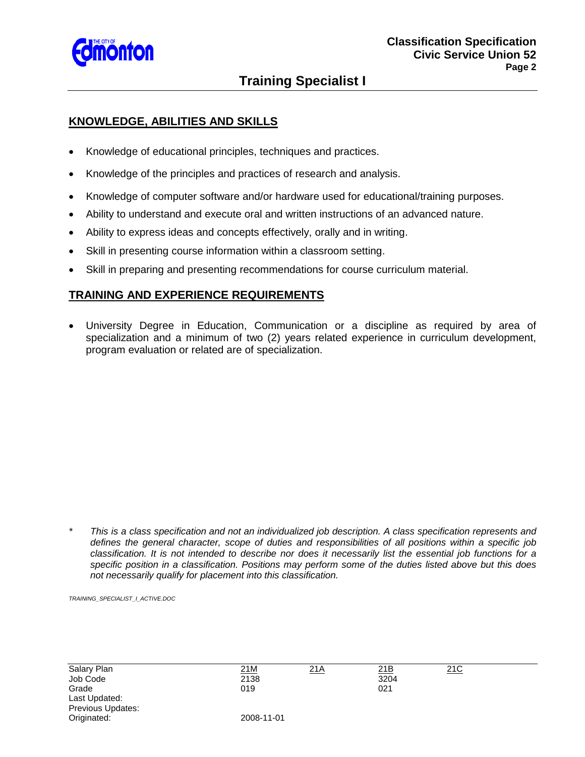## KNOWLEDGE, ABILITIES AND SKILLS

- Knowledge of educational principles, techniques and practices.
- Knowledge of the principles and practices of research and analysis.
- Knowledge of computer software and/or hardware used for educational/training purposes.
- Ability to understand and execute oral and written instructions of an advanced nature.
- Ability to express ideas and concepts effectively, orally and in writing.
- Skill in presenting course information within a classroom setting.
- Skill in preparing and presenting recommendations for course curriculum material.

## TRAINING AND EXPERIENCE REQUIREMENTS

- University Degree in Education, Communication or a discipline as required by area of specialization and a minimum of two (2) years related experience in curriculum development, program evaluation or related are of specialization.

\* *This is a class specification and not an individualized job description. A class specification represents and defines the general character, scope of duties and responsibilities of all positions within a specific job classification. It is not intended to describe nor does it necessarily list the essential job functions for a specific position in a classification. Positions may perform some of the duties listed above but this does not necessarily qualify for placement into this classification.*

*TRAINING_SPECIALIST_I_ACTIVE.DOC*

| Salary Plan | 21M | 21A | 21B | 21C |
|---|---|---|---|---|
| Job Code | 2138 | | 3204 | |
| Grade | 019 | | 021 | |
| Last Updated: | | | | |
| Previous Updates: | | | | |
| Originated: | 2008-11-01 | | | |